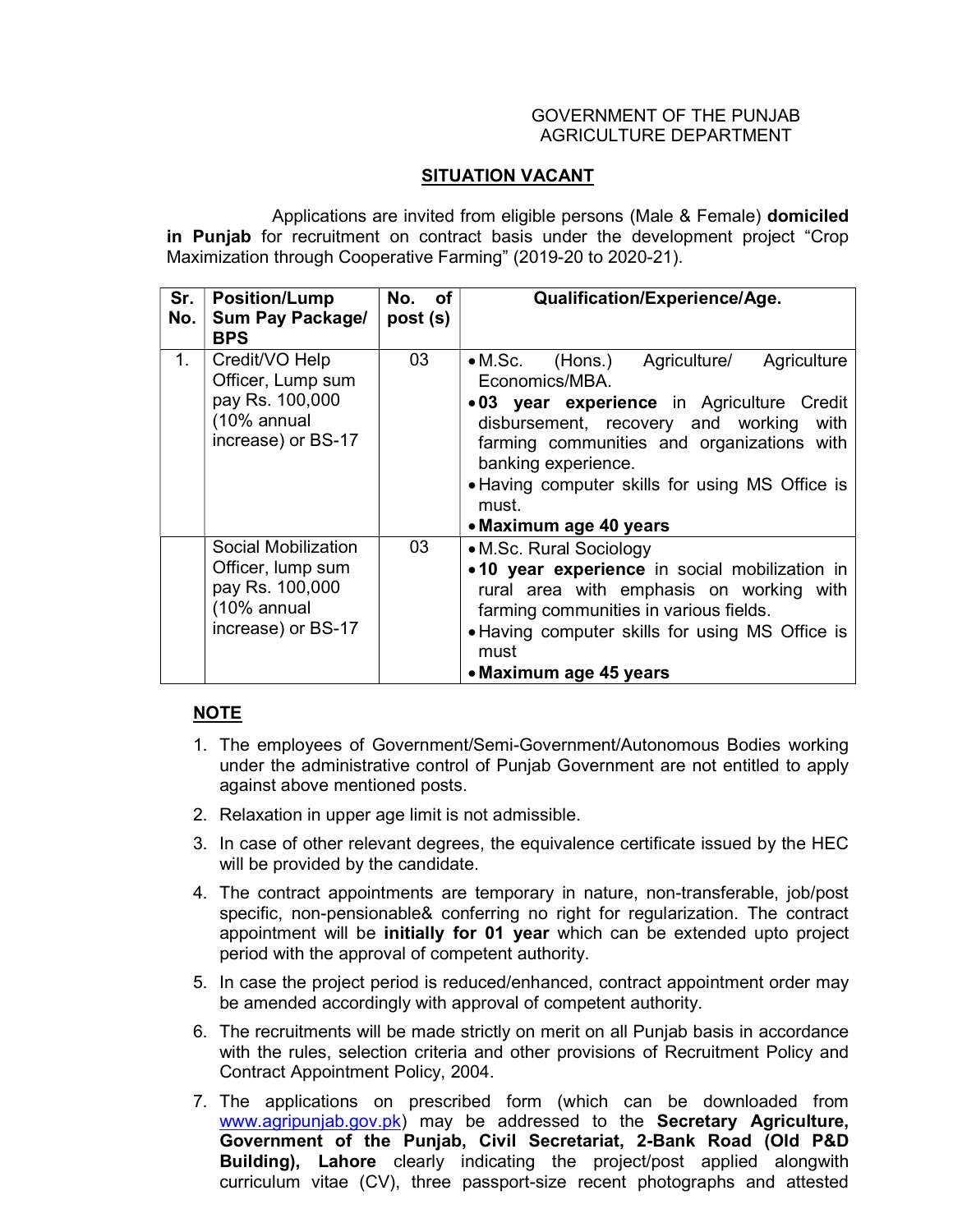GOVERNMENT OF THE PUNJAB
AGRICULTURE DEPARTMENT

## SITUATION VACANT

Applications are invited from eligible persons (Male & Female) **domiciled in Punjab** for recruitment on contract basis under the development project "Crop Maximization through Cooperative Farming" (2019-20 to 2020-21).

| Sr. No. | Position/Lump Sum Pay Package/ BPS | No. of post (s) | Qualification/Experience/Age. |
|---|---|---|---|
| 1. | Credit/VO Help Officer, Lump sum pay Rs. 100,000 (10% annual increase) or BS-17 | 03 | • M.Sc. (Hons.) Agriculture/ Agriculture Economics/MBA.<br>• **03 year experience** in Agriculture Credit disbursement, recovery and working with farming communities and organizations with banking experience.<br>• Having computer skills for using MS Office is must.<br>• **Maximum age 40 years** |
| | Social Mobilization Officer, lump sum pay Rs. 100,000 (10% annual increase) or BS-17 | 03 | • M.Sc. Rural Sociology<br>• **10 year experience** in social mobilization in rural area with emphasis on working with farming communities in various fields.<br>• Having computer skills for using MS Office is must<br>• **Maximum age 45 years** |

**NOTE**

1. The employees of Government/Semi-Government/Autonomous Bodies working under the administrative control of Punjab Government are not entitled to apply against above mentioned posts.
2. Relaxation in upper age limit is not admissible.
3. In case of other relevant degrees, the equivalence certificate issued by the HEC will be provided by the candidate.
4. The contract appointments are temporary in nature, non-transferable, job/post specific, non-pensionable& conferring no right for regularization. The contract appointment will be **initially for 01 year** which can be extended upto project period with the approval of competent authority.
5. In case the project period is reduced/enhanced, contract appointment order may be amended accordingly with approval of competent authority.
6. The recruitments will be made strictly on merit on all Punjab basis in accordance with the rules, selection criteria and other provisions of Recruitment Policy and Contract Appointment Policy, 2004.
7. The applications on prescribed form (which can be downloaded from www.agripunjab.gov.pk) may be addressed to the **Secretary Agriculture, Government of the Punjab, Civil Secretariat, 2-Bank Road (Old P&D Building), Lahore** clearly indicating the project/post applied alongwith curriculum vitae (CV), three passport-size recent photographs and attested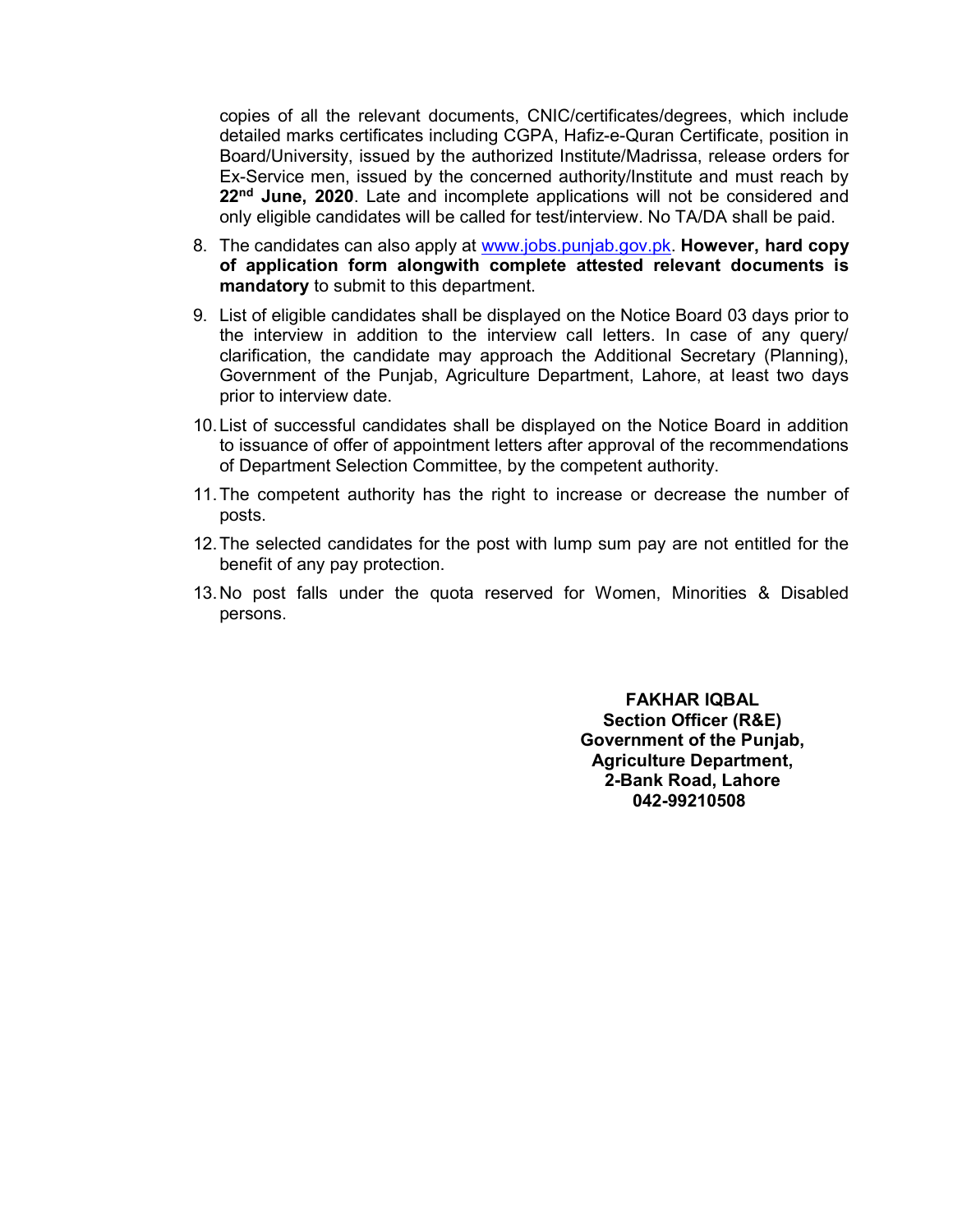copies of all the relevant documents, CNIC/certificates/degrees, which include detailed marks certificates including CGPA, Hafiz-e-Quran Certificate, position in Board/University, issued by the authorized Institute/Madrissa, release orders for Ex-Service men, issued by the concerned authority/Institute and must reach by **22nd June, 2020**. Late and incomplete applications will not be considered and only eligible candidates will be called for test/interview. No TA/DA shall be paid.

8. The candidates can also apply at www.jobs.punjab.gov.pk. **However, hard copy of application form alongwith complete attested relevant documents is mandatory** to submit to this department.
9. List of eligible candidates shall be displayed on the Notice Board 03 days prior to the interview in addition to the interview call letters. In case of any query/ clarification, the candidate may approach the Additional Secretary (Planning), Government of the Punjab, Agriculture Department, Lahore, at least two days prior to interview date.
10. List of successful candidates shall be displayed on the Notice Board in addition to issuance of offer of appointment letters after approval of the recommendations of Department Selection Committee, by the competent authority.
11. The competent authority has the right to increase or decrease the number of posts.
12. The selected candidates for the post with lump sum pay are not entitled for the benefit of any pay protection.
13. No post falls under the quota reserved for Women, Minorities & Disabled persons.

**FAKHAR IQBAL**
**Section Officer (R&E)**
**Government of the Punjab,**
**Agriculture Department,**
**2-Bank Road, Lahore**
**042-99210508**